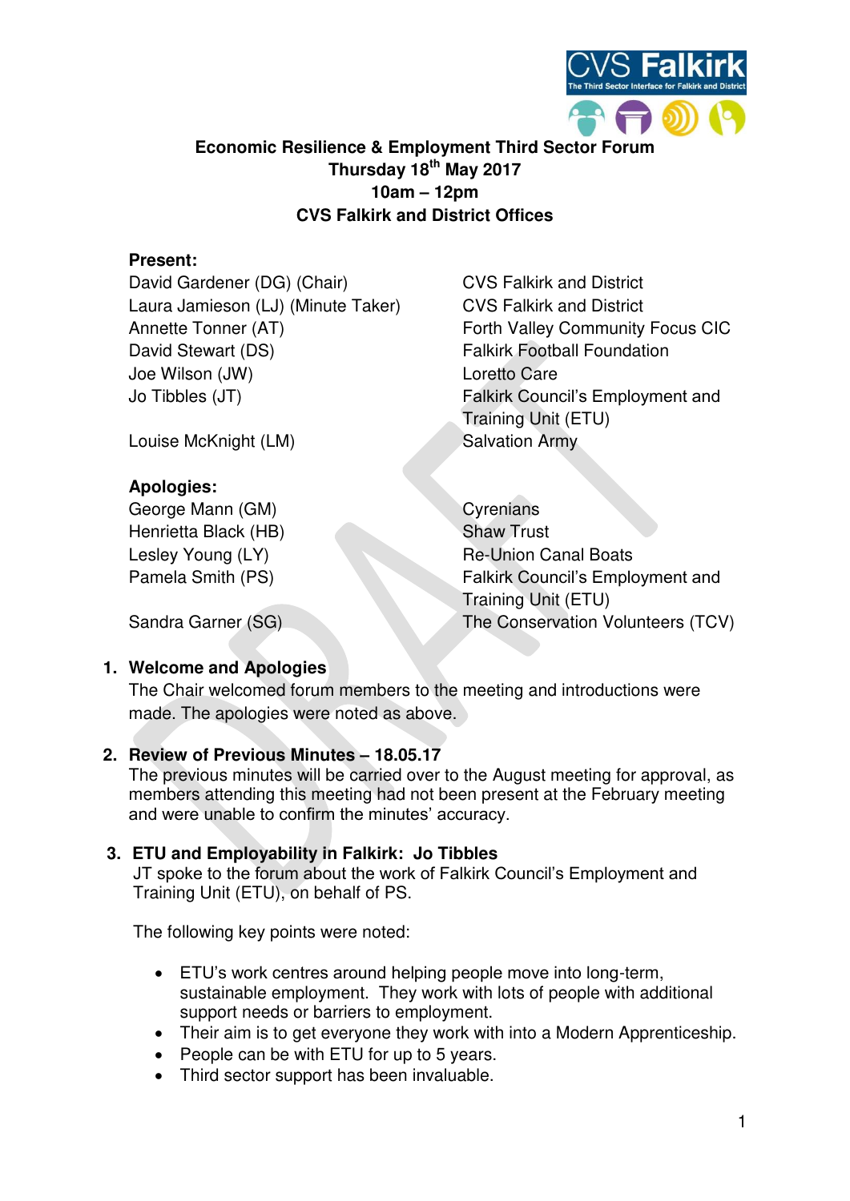# Economic Resilience & Employment Third Sector Forum

**Thursday 18th May 2017**
**10am – 12pm**
**CVS Falkirk and District Offices**

**Present:**

| | |
|---|---|
| David Gardener (DG) (Chair) | CVS Falkirk and District |
| Laura Jamieson (LJ) (Minute Taker) | CVS Falkirk and District |
| Annette Tonner (AT) | Forth Valley Community Focus CIC |
| David Stewart (DS) | Falkirk Football Foundation |
| Joe Wilson (JW) | Loretto Care |
| Jo Tibbles (JT) | Falkirk Council's Employment and Training Unit (ETU) |
| Louise McKnight (LM) | Salvation Army |

**Apologies:**

| | |
|---|---|
| George Mann (GM) | Cyrenians |
| Henrietta Black (HB) | Shaw Trust |
| Lesley Young (LY) | Re-Union Canal Boats |
| Pamela Smith (PS) | Falkirk Council's Employment and Training Unit (ETU) |
| Sandra Garner (SG) | The Conservation Volunteers (TCV) |

## 1. Welcome and Apologies

The Chair welcomed forum members to the meeting and introductions were made. The apologies were noted as above.

## 2. Review of Previous Minutes – 18.05.17

The previous minutes will be carried over to the August meeting for approval, as members attending this meeting had not been present at the February meeting and were unable to confirm the minutes' accuracy.

## 3. ETU and Employability in Falkirk: Jo Tibbles

JT spoke to the forum about the work of Falkirk Council's Employment and Training Unit (ETU), on behalf of PS.

The following key points were noted:

- ETU's work centres around helping people move into long-term, sustainable employment. They work with lots of people with additional support needs or barriers to employment.
- Their aim is to get everyone they work with into a Modern Apprenticeship.
- People can be with ETU for up to 5 years.
- Third sector support has been invaluable.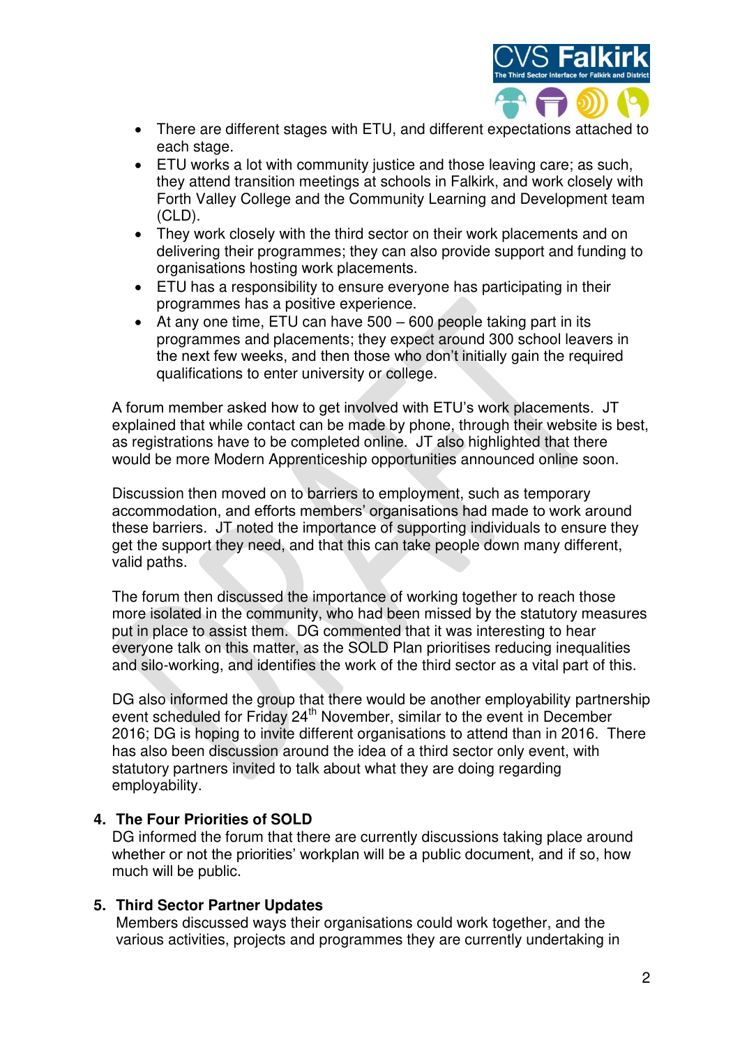- There are different stages with ETU, and different expectations attached to each stage.
- ETU works a lot with community justice and those leaving care; as such, they attend transition meetings at schools in Falkirk, and work closely with Forth Valley College and the Community Learning and Development team (CLD).
- They work closely with the third sector on their work placements and on delivering their programmes; they can also provide support and funding to organisations hosting work placements.
- ETU has a responsibility to ensure everyone has participating in their programmes has a positive experience.
- At any one time, ETU can have 500 – 600 people taking part in its programmes and placements; they expect around 300 school leavers in the next few weeks, and then those who don't initially gain the required qualifications to enter university or college.

A forum member asked how to get involved with ETU's work placements. JT explained that while contact can be made by phone, through their website is best, as registrations have to be completed online. JT also highlighted that there would be more Modern Apprenticeship opportunities announced online soon.

Discussion then moved on to barriers to employment, such as temporary accommodation, and efforts members' organisations had made to work around these barriers. JT noted the importance of supporting individuals to ensure they get the support they need, and that this can take people down many different, valid paths.

The forum then discussed the importance of working together to reach those more isolated in the community, who had been missed by the statutory measures put in place to assist them. DG commented that it was interesting to hear everyone talk on this matter, as the SOLD Plan prioritises reducing inequalities and silo-working, and identifies the work of the third sector as a vital part of this.

DG also informed the group that there would be another employability partnership event scheduled for Friday 24th November, similar to the event in December 2016; DG is hoping to invite different organisations to attend than in 2016. There has also been discussion around the idea of a third sector only event, with statutory partners invited to talk about what they are doing regarding employability.

## 4. The Four Priorities of SOLD

DG informed the forum that there are currently discussions taking place around whether or not the priorities' workplan will be a public document, and if so, how much will be public.

## 5. Third Sector Partner Updates

Members discussed ways their organisations could work together, and the various activities, projects and programmes they are currently undertaking in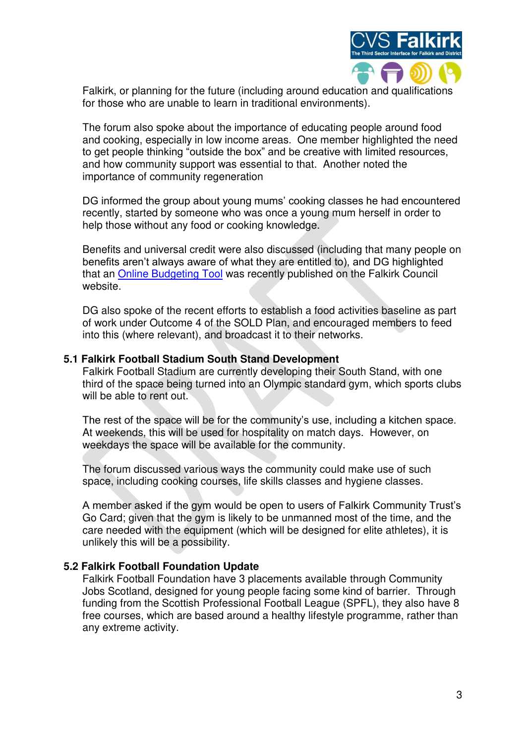Falkirk, or planning for the future (including around education and qualifications for those who are unable to learn in traditional environments).

The forum also spoke about the importance of educating people around food and cooking, especially in low income areas. One member highlighted the need to get people thinking “outside the box” and be creative with limited resources, and how community support was essential to that. Another noted the importance of community regeneration

DG informed the group about young mums’ cooking classes he had encountered recently, started by someone who was once a young mum herself in order to help those without any food or cooking knowledge.

Benefits and universal credit were also discussed (including that many people on benefits aren’t always aware of what they are entitled to), and DG highlighted that an Online Budgeting Tool was recently published on the Falkirk Council website.

DG also spoke of the recent efforts to establish a food activities baseline as part of work under Outcome 4 of the SOLD Plan, and encouraged members to feed into this (where relevant), and broadcast it to their networks.

**5.1 Falkirk Football Stadium South Stand Development**

Falkirk Football Stadium are currently developing their South Stand, with one third of the space being turned into an Olympic standard gym, which sports clubs will be able to rent out.

The rest of the space will be for the community’s use, including a kitchen space. At weekends, this will be used for hospitality on match days. However, on weekdays the space will be available for the community.

The forum discussed various ways the community could make use of such space, including cooking courses, life skills classes and hygiene classes.

A member asked if the gym would be open to users of Falkirk Community Trust’s Go Card; given that the gym is likely to be unmanned most of the time, and the care needed with the equipment (which will be designed for elite athletes), it is unlikely this will be a possibility.

**5.2 Falkirk Football Foundation Update**

Falkirk Football Foundation have 3 placements available through Community Jobs Scotland, designed for young people facing some kind of barrier. Through funding from the Scottish Professional Football League (SPFL), they also have 8 free courses, which are based around a healthy lifestyle programme, rather than any extreme activity.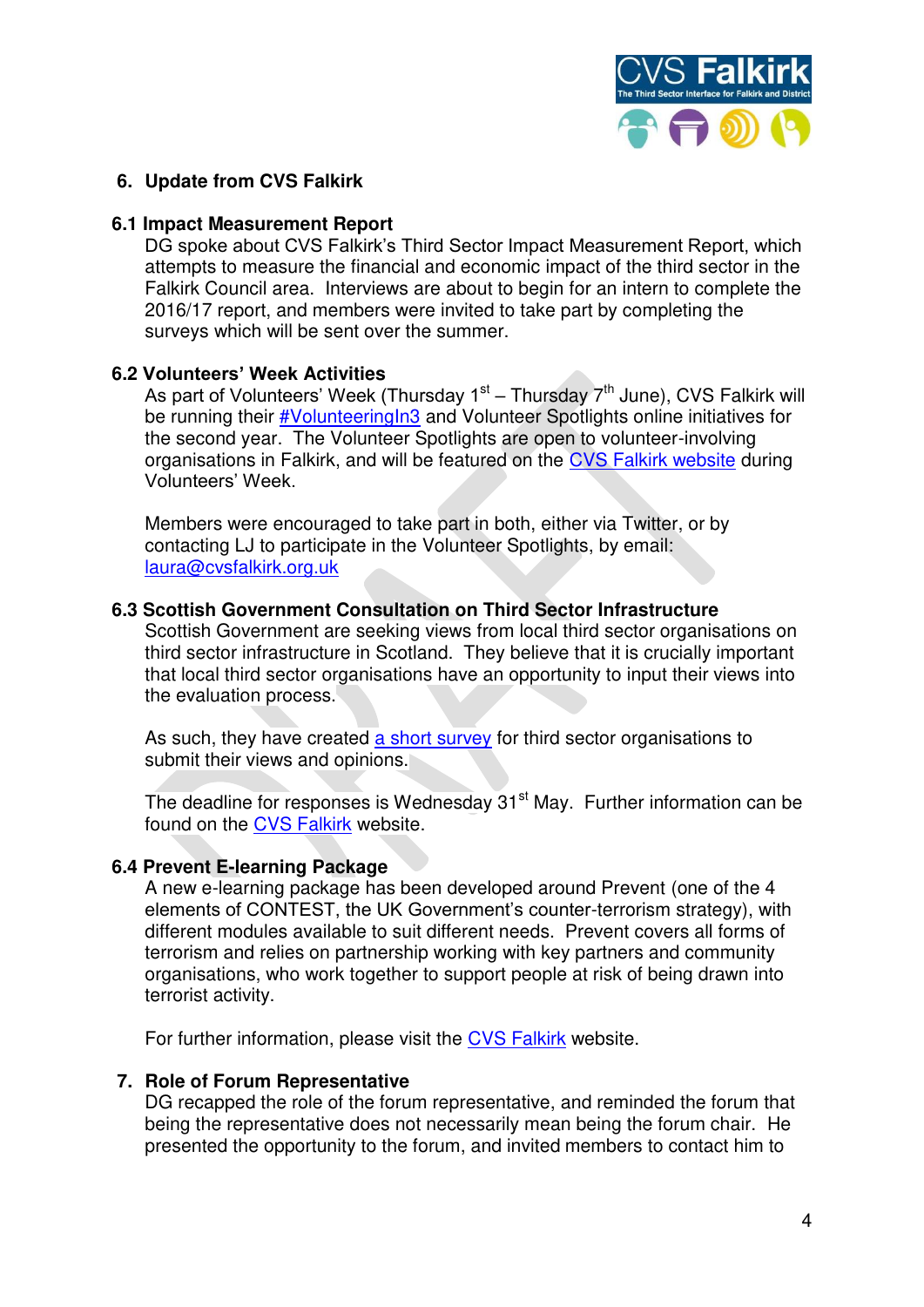## 6. Update from CVS Falkirk

### 6.1 Impact Measurement Report

DG spoke about CVS Falkirk's Third Sector Impact Measurement Report, which attempts to measure the financial and economic impact of the third sector in the Falkirk Council area. Interviews are about to begin for an intern to complete the 2016/17 report, and members were invited to take part by completing the surveys which will be sent over the summer.

### 6.2 Volunteers' Week Activities

As part of Volunteers' Week (Thursday 1st – Thursday 7th June), CVS Falkirk will be running their #VolunteeringIn3 and Volunteer Spotlights online initiatives for the second year. The Volunteer Spotlights are open to volunteer-involving organisations in Falkirk, and will be featured on the CVS Falkirk website during Volunteers' Week.

Members were encouraged to take part in both, either via Twitter, or by contacting LJ to participate in the Volunteer Spotlights, by email: laura@cvsfalkirk.org.uk

### 6.3 Scottish Government Consultation on Third Sector Infrastructure

Scottish Government are seeking views from local third sector organisations on third sector infrastructure in Scotland. They believe that it is crucially important that local third sector organisations have an opportunity to input their views into the evaluation process.

As such, they have created a short survey for third sector organisations to submit their views and opinions.

The deadline for responses is Wednesday 31st May. Further information can be found on the CVS Falkirk website.

### 6.4 Prevent E-learning Package

A new e-learning package has been developed around Prevent (one of the 4 elements of CONTEST, the UK Government's counter-terrorism strategy), with different modules available to suit different needs. Prevent covers all forms of terrorism and relies on partnership working with key partners and community organisations, who work together to support people at risk of being drawn into terrorist activity.

For further information, please visit the CVS Falkirk website.

## 7. Role of Forum Representative

DG recapped the role of the forum representative, and reminded the forum that being the representative does not necessarily mean being the forum chair. He presented the opportunity to the forum, and invited members to contact him to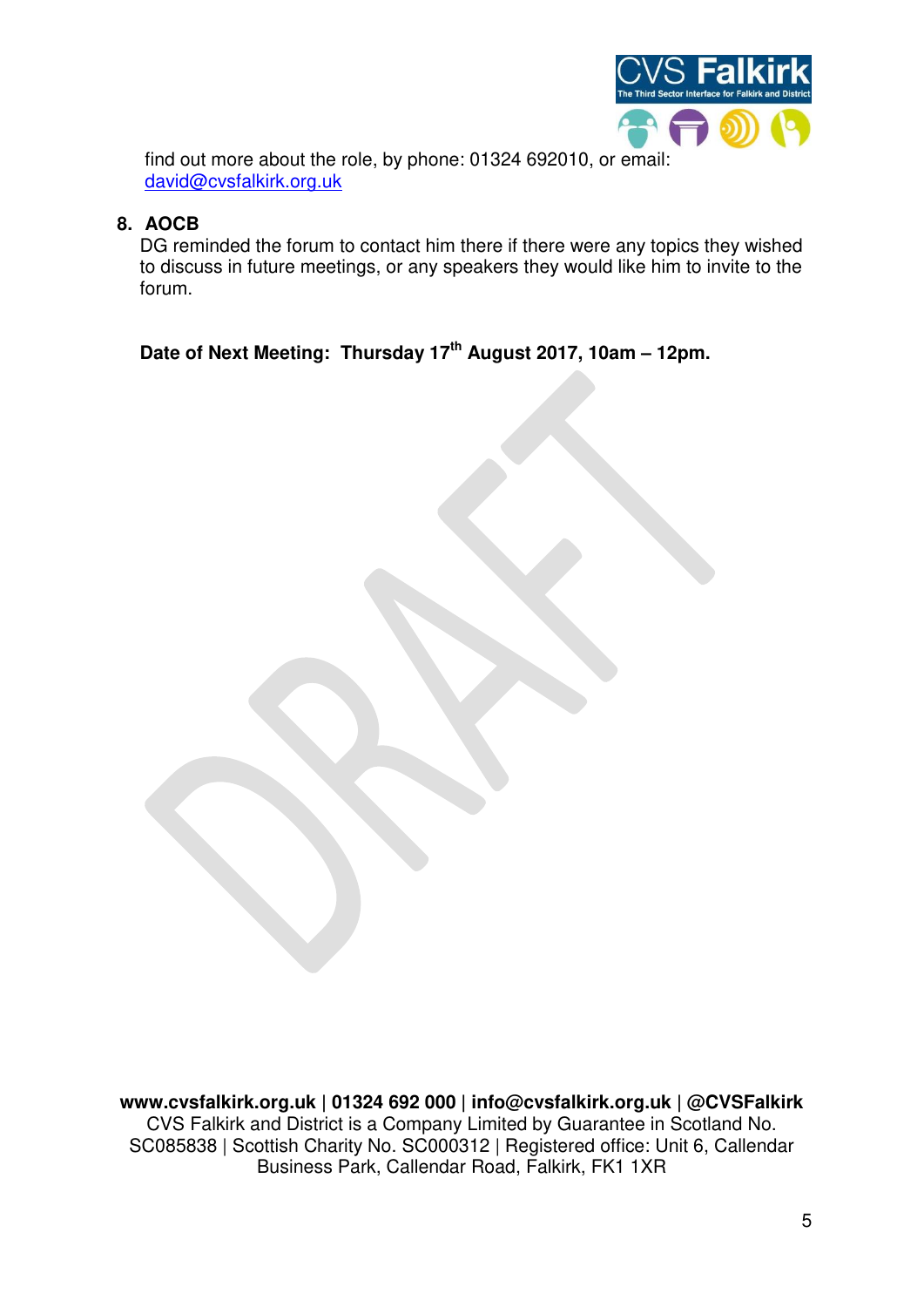find out more about the role, by phone: 01324 692010, or email: david@cvsfalkirk.org.uk

## 8. AOCB

DG reminded the forum to contact him there if there were any topics they wished to discuss in future meetings, or any speakers they would like him to invite to the forum.

**Date of Next Meeting: Thursday 17th August 2017, 10am – 12pm.**

DRAFT

**www.cvsfalkirk.org.uk | 01324 692 000 | info@cvsfalkirk.org.uk | @CVSFalkirk**
CVS Falkirk and District is a Company Limited by Guarantee in Scotland No. SC085838 | Scottish Charity No. SC000312 | Registered office: Unit 6, Callendar Business Park, Callendar Road, Falkirk, FK1 1XR